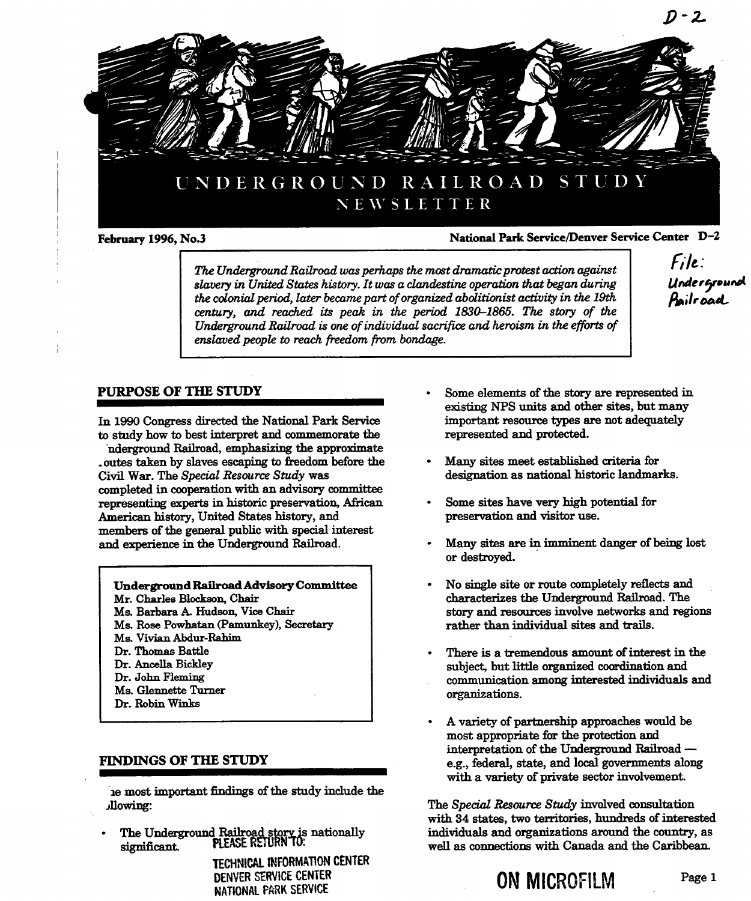# UNDERGROUND RAILROAD STUDY NEWSLETTER

**February 1996, No.3**

**National Park Service/Denver Service Center D-2**

*The Underground Railroad was perhaps the most dramatic protest action against slavery in United States history. It was a clandestine operation that began during the colonial period, later became part of organized abolitionist activity in the 19th century, and reached its peak in the period 1830–1865. The story of the Underground Railroad is one of individual sacrifice and heroism in the efforts of enslaved people to reach freedom from bondage.*

## PURPOSE OF THE STUDY

In 1990 Congress directed the National Park Service to study how to best interpret and commemorate the Underground Railroad, emphasizing the approximate routes taken by slaves escaping to freedom before the Civil War. The *Special Resource Study* was completed in cooperation with an advisory committee representing experts in historic preservation, African American history, United States history, and members of the general public with special interest and experience in the Underground Railroad.

**Underground Railroad Advisory Committee**
Mr. Charles Blockson, Chair
Ms. Barbara A. Hudson, Vice Chair
Ms. Rose Powhatan (Pamunkey), Secretary
Ms. Vivian Abdur-Rahim
Dr. Thomas Battle
Dr. Ancella Bickley
Dr. John Fleming
Ms. Glennette Turner
Dr. Robin Winks

## FINDINGS OF THE STUDY

The most important findings of the study include the following:

- The Underground Railroad story is nationally significant.
- Some elements of the story are represented in existing NPS units and other sites, but many important resource types are not adequately represented and protected.
- Many sites meet established criteria for designation as national historic landmarks.
- Some sites have very high potential for preservation and visitor use.
- Many sites are in imminent danger of being lost or destroyed.
- No single site or route completely reflects and characterizes the Underground Railroad. The story and resources involve networks and regions rather than individual sites and trails.
- There is a tremendous amount of interest in the subject, but little organized coordination and communication among interested individuals and organizations.
- A variety of partnership approaches would be most appropriate for the protection and interpretation of the Underground Railroad — e.g., federal, state, and local governments along with a variety of private sector involvement.

The *Special Resource Study* involved consultation with 34 states, two territories, hundreds of interested individuals and organizations around the country, as well as connections with Canada and the Caribbean.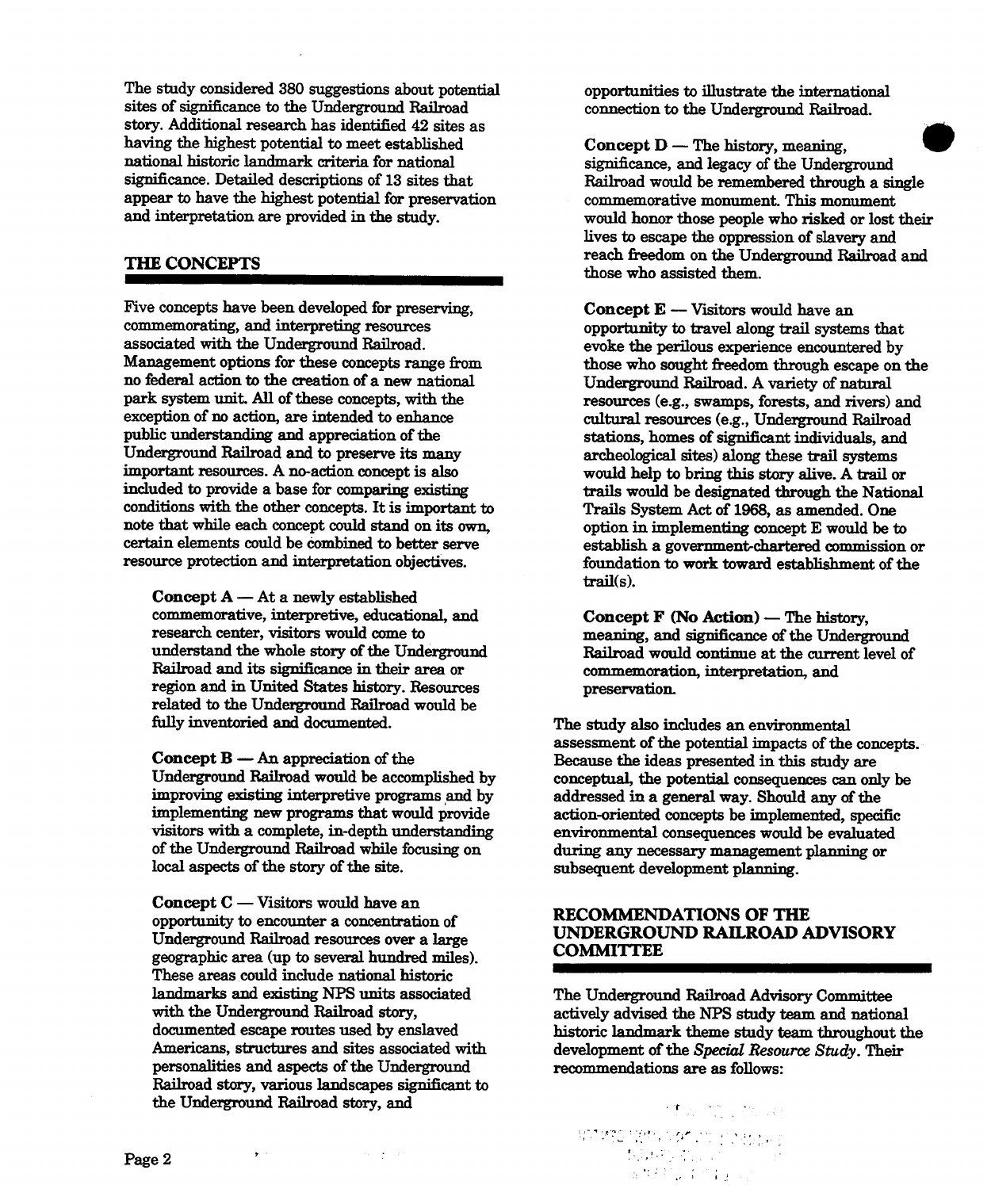The study considered 380 suggestions about potential sites of significance to the Underground Railroad story. Additional research has identified 42 sites as having the highest potential to meet established national historic landmark criteria for national significance. Detailed descriptions of 13 sites that appear to have the highest potential for preservation and interpretation are provided in the study.

## THE CONCEPTS

Five concepts have been developed for preserving, commemorating, and interpreting resources associated with the Underground Railroad. Management options for these concepts range from no federal action to the creation of a new national park system unit. All of these concepts, with the exception of no action, are intended to enhance public understanding and appreciation of the Underground Railroad and to preserve its many important resources. A no-action concept is also included to provide a base for comparing existing conditions with the other concepts. It is important to note that while each concept could stand on its own, certain elements could be combined to better serve resource protection and interpretation objectives.

**Concept A** — At a newly established commemorative, interpretive, educational, and research center, visitors would come to understand the whole story of the Underground Railroad and its significance in their area or region and in United States history. Resources related to the Underground Railroad would be fully inventoried and documented.

**Concept B** — An appreciation of the Underground Railroad would be accomplished by improving existing interpretive programs and by implementing new programs that would provide visitors with a complete, in-depth understanding of the Underground Railroad while focusing on local aspects of the story of the site.

**Concept C** — Visitors would have an opportunity to encounter a concentration of Underground Railroad resources over a large geographic area (up to several hundred miles). These areas could include national historic landmarks and existing NPS units associated with the Underground Railroad story, documented escape routes used by enslaved Americans, structures and sites associated with personalities and aspects of the Underground Railroad story, various landscapes significant to the Underground Railroad story, and opportunities to illustrate the international connection to the Underground Railroad.

**Concept D** — The history, meaning, significance, and legacy of the Underground Railroad would be remembered through a single commemorative monument. This monument would honor those people who risked or lost their lives to escape the oppression of slavery and reach freedom on the Underground Railroad and those who assisted them.

**Concept E** — Visitors would have an opportunity to travel along trail systems that evoke the perilous experience encountered by those who sought freedom through escape on the Underground Railroad. A variety of natural resources (e.g., swamps, forests, and rivers) and cultural resources (e.g., Underground Railroad stations, homes of significant individuals, and archeological sites) along these trail systems would help to bring this story alive. A trail or trails would be designated through the National Trails System Act of 1968, as amended. One option in implementing concept E would be to establish a government-chartered commission or foundation to work toward establishment of the trail(s).

**Concept F (No Action)** — The history, meaning, and significance of the Underground Railroad would continue at the current level of commemoration, interpretation, and preservation.

The study also includes an environmental assessment of the potential impacts of the concepts. Because the ideas presented in this study are conceptual, the potential consequences can only be addressed in a general way. Should any of the action-oriented concepts be implemented, specific environmental consequences would be evaluated during any necessary management planning or subsequent development planning.

## RECOMMENDATIONS OF THE UNDERGROUND RAILROAD ADVISORY COMMITTEE

The Underground Railroad Advisory Committee actively advised the NPS study team and national historic landmark theme study team throughout the development of the *Special Resource Study*. Their recommendations are as follows: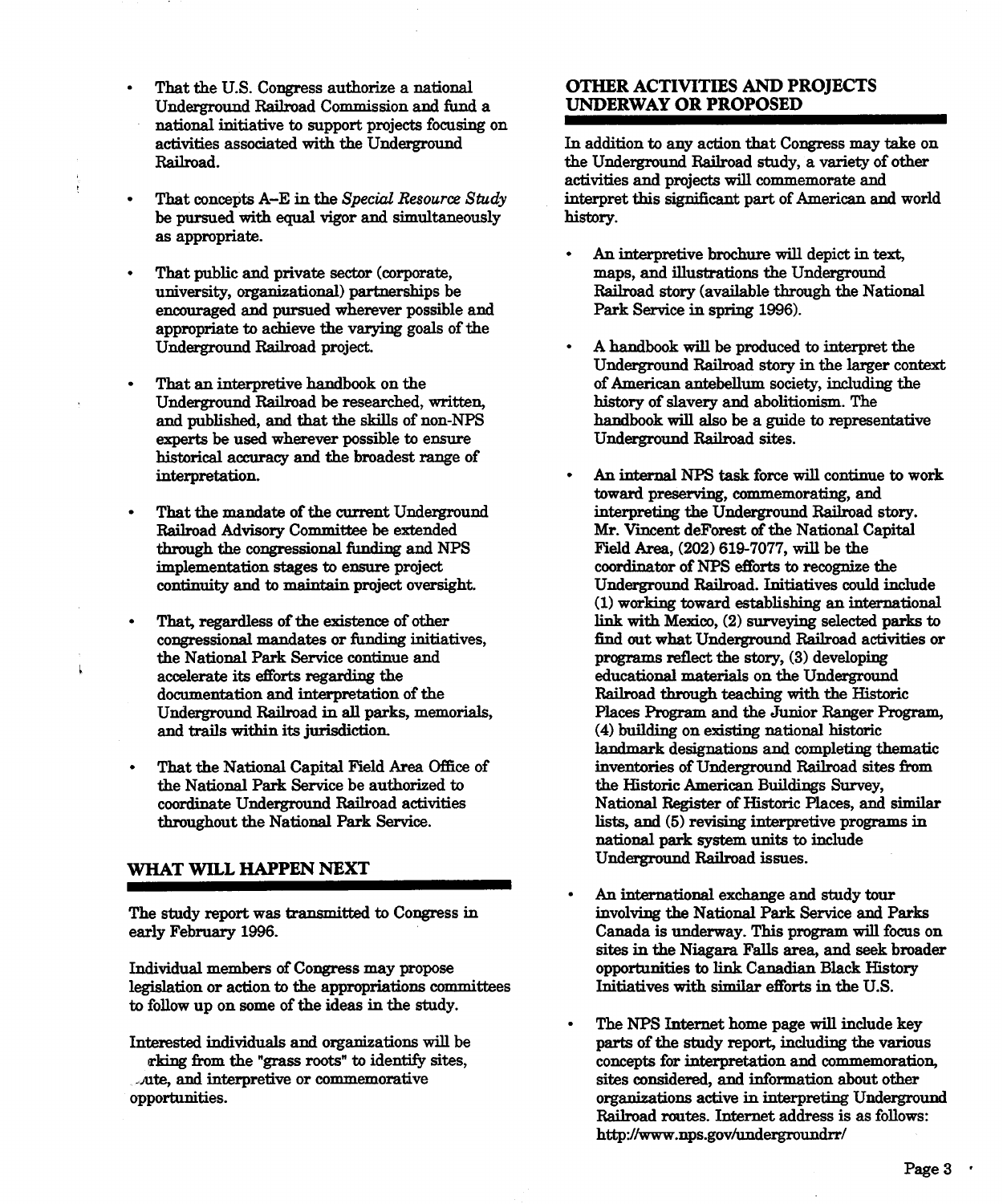- That the U.S. Congress authorize a national Underground Railroad Commission and fund a national initiative to support projects focusing on activities associated with the Underground Railroad.
- That concepts A–E in the *Special Resource Study* be pursued with equal vigor and simultaneously as appropriate.
- That public and private sector (corporate, university, organizational) partnerships be encouraged and pursued wherever possible and appropriate to achieve the varying goals of the Underground Railroad project.
- That an interpretive handbook on the Underground Railroad be researched, written, and published, and that the skills of non-NPS experts be used wherever possible to ensure historical accuracy and the broadest range of interpretation.
- That the mandate of the current Underground Railroad Advisory Committee be extended through the congressional funding and NPS implementation stages to ensure project continuity and to maintain project oversight.
- That, regardless of the existence of other congressional mandates or funding initiatives, the National Park Service continue and accelerate its efforts regarding the documentation and interpretation of the Underground Railroad in all parks, memorials, and trails within its jurisdiction.
- That the National Capital Field Area Office of the National Park Service be authorized to coordinate Underground Railroad activities throughout the National Park Service.

## WHAT WILL HAPPEN NEXT

The study report was transmitted to Congress in early February 1996.

Individual members of Congress may propose legislation or action to the appropriations committees to follow up on some of the ideas in the study.

Interested individuals and organizations will be rking from the "grass roots" to identify sites, ute, and interpretive or commemorative opportunities.

## OTHER ACTIVITIES AND PROJECTS UNDERWAY OR PROPOSED

In addition to any action that Congress may take on the Underground Railroad study, a variety of other activities and projects will commemorate and interpret this significant part of American and world history.

- An interpretive brochure will depict in text, maps, and illustrations the Underground Railroad story (available through the National Park Service in spring 1996).
- A handbook will be produced to interpret the Underground Railroad story in the larger context of American antebellum society, including the history of slavery and abolitionism. The handbook will also be a guide to representative Underground Railroad sites.
- An internal NPS task force will continue to work toward preserving, commemorating, and interpreting the Underground Railroad story. Mr. Vincent deForest of the National Capital Field Area, (202) 619-7077, will be the coordinator of NPS efforts to recognize the Underground Railroad. Initiatives could include (1) working toward establishing an international link with Mexico, (2) surveying selected parks to find out what Underground Railroad activities or programs reflect the story, (3) developing educational materials on the Underground Railroad through teaching with the Historic Places Program and the Junior Ranger Program, (4) building on existing national historic landmark designations and completing thematic inventories of Underground Railroad sites from the Historic American Buildings Survey, National Register of Historic Places, and similar lists, and (5) revising interpretive programs in national park system units to include Underground Railroad issues.
- An international exchange and study tour involving the National Park Service and Parks Canada is underway. This program will focus on sites in the Niagara Falls area, and seek broader opportunities to link Canadian Black History Initiatives with similar efforts in the U.S.
- The NPS Internet home page will include key parts of the study report, including the various concepts for interpretation and commemoration, sites considered, and information about other organizations active in interpreting Underground Railroad routes. Internet address is as follows: http://www.nps.gov/undergroundrr/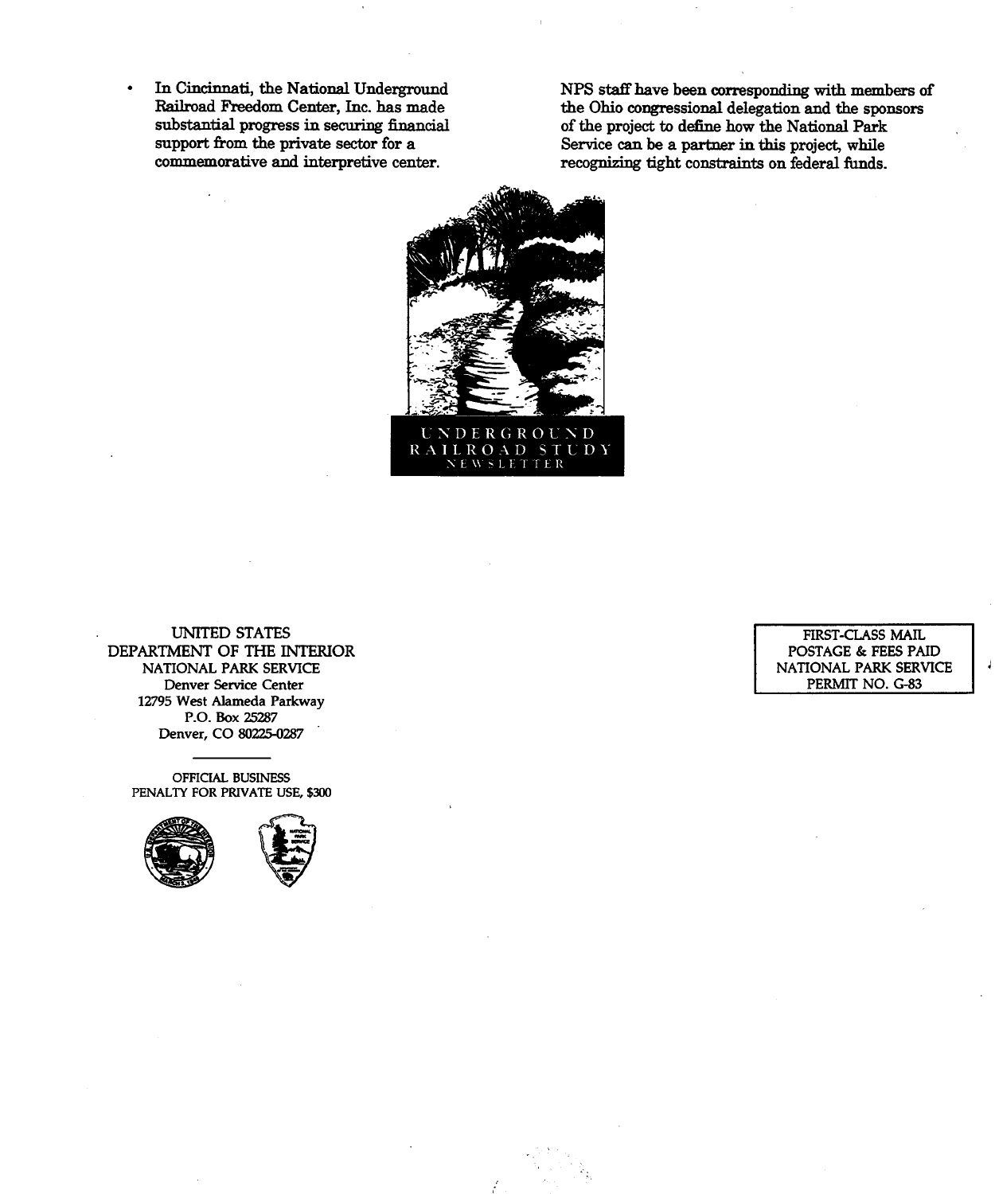- In Cincinnati, the National Underground Railroad Freedom Center, Inc. has made substantial progress in securing financial support from the private sector for a commemorative and interpretive center.

NPS staff have been corresponding with members of the Ohio congressional delegation and the sponsors of the project to define how the National Park Service can be a partner in this project, while recognizing tight constraints on federal funds.

UNDERGROUND RAILROAD STUDY NEWSLETTER

UNITED STATES
DEPARTMENT OF THE INTERIOR
NATIONAL PARK SERVICE
Denver Service Center
12795 West Alameda Parkway
P.O. Box 25287
Denver, CO 80225-0287

OFFICIAL BUSINESS
PENALTY FOR PRIVATE USE, $300

FIRST-CLASS MAIL
POSTAGE & FEES PAID
NATIONAL PARK SERVICE
PERMIT NO. G-83